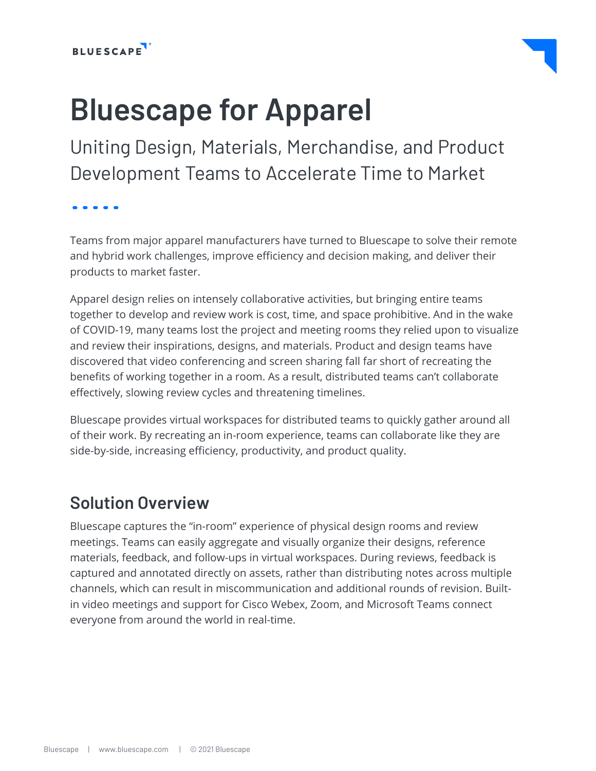# Bluescape for Apparel

Uniting Design, Materials, Merchandise, and Product Development Teams to Accelerate Time to Market

Teams from major apparel manufacturers have turned to Bluescape to solve their remote and hybrid work challenges, improve efficiency and decision making, and deliver their products to market faster.

Apparel design relies on intensely collaborative activities, but bringing entire teams together to develop and review work is cost, time, and space prohibitive. And in the wake of COVID-19, many teams lost the project and meeting rooms they relied upon to visualize and review their inspirations, designs, and materials. Product and design teams have discovered that video conferencing and screen sharing fall far short of recreating the benefits of working together in a room. As a result, distributed teams can't collaborate effectively, slowing review cycles and threatening timelines.

Bluescape provides virtual workspaces for distributed teams to quickly gather around all of their work. By recreating an in-room experience, teams can collaborate like they are side-by-side, increasing efficiency, productivity, and product quality.

## Solution Overview

Bluescape captures the "in-room" experience of physical design rooms and review meetings. Teams can easily aggregate and visually organize their designs, reference materials, feedback, and follow-ups in virtual workspaces. During reviews, feedback is captured and annotated directly on assets, rather than distributing notes across multiple channels, which can result in miscommunication and additional rounds of revision. Built-in video meetings and support for Cisco Webex, Zoom, and Microsoft Teams connect everyone from around the world in real-time.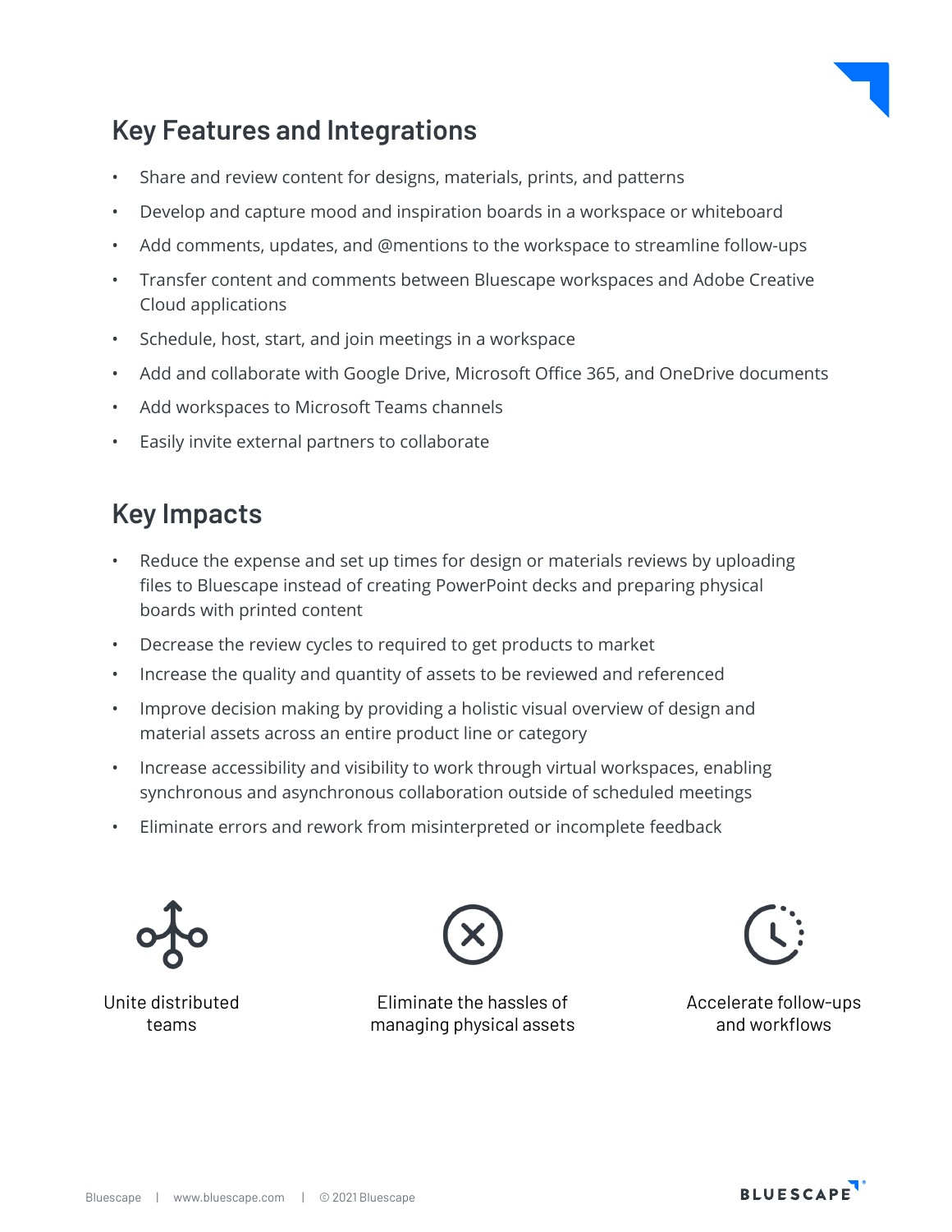## Key Features and Integrations

- Share and review content for designs, materials, prints, and patterns
- Develop and capture mood and inspiration boards in a workspace or whiteboard
- Add comments, updates, and @mentions to the workspace to streamline follow-ups
- Transfer content and comments between Bluescape workspaces and Adobe Creative Cloud applications
- Schedule, host, start, and join meetings in a workspace
- Add and collaborate with Google Drive, Microsoft Office 365, and OneDrive documents
- Add workspaces to Microsoft Teams channels
- Easily invite external partners to collaborate

## Key Impacts

- Reduce the expense and set up times for design or materials reviews by uploading files to Bluescape instead of creating PowerPoint decks and preparing physical boards with printed content
- Decrease the review cycles to required to get products to market
- Increase the quality and quantity of assets to be reviewed and referenced
- Improve decision making by providing a holistic visual overview of design and material assets across an entire product line or category
- Increase accessibility and visibility to work through virtual workspaces, enabling synchronous and asynchronous collaboration outside of scheduled meetings
- Eliminate errors and rework from misinterpreted or incomplete feedback

Unite distributed teams

Eliminate the hassles of managing physical assets

Accelerate follow-ups and workflows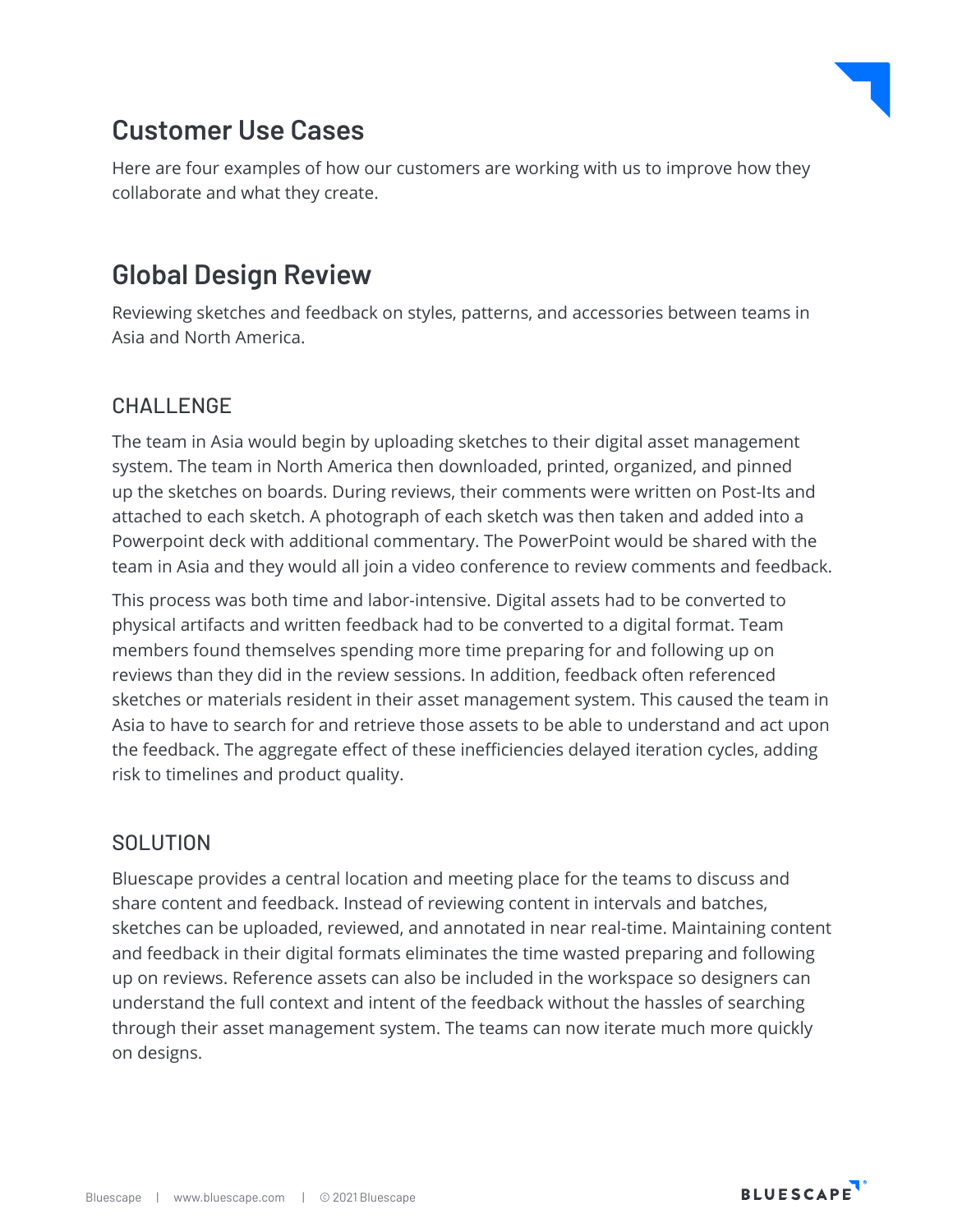# Customer Use Cases

Here are four examples of how our customers are working with us to improve how they collaborate and what they create.

## Global Design Review

Reviewing sketches and feedback on styles, patterns, and accessories between teams in Asia and North America.

### CHALLENGE

The team in Asia would begin by uploading sketches to their digital asset management system. The team in North America then downloaded, printed, organized, and pinned up the sketches on boards. During reviews, their comments were written on Post-Its and attached to each sketch. A photograph of each sketch was then taken and added into a Powerpoint deck with additional commentary. The PowerPoint would be shared with the team in Asia and they would all join a video conference to review comments and feedback.

This process was both time and labor-intensive. Digital assets had to be converted to physical artifacts and written feedback had to be converted to a digital format. Team members found themselves spending more time preparing for and following up on reviews than they did in the review sessions. In addition, feedback often referenced sketches or materials resident in their asset management system. This caused the team in Asia to have to search for and retrieve those assets to be able to understand and act upon the feedback. The aggregate effect of these inefficiencies delayed iteration cycles, adding risk to timelines and product quality.

### SOLUTION

Bluescape provides a central location and meeting place for the teams to discuss and share content and feedback. Instead of reviewing content in intervals and batches, sketches can be uploaded, reviewed, and annotated in near real-time. Maintaining content and feedback in their digital formats eliminates the time wasted preparing and following up on reviews. Reference assets can also be included in the workspace so designers can understand the full context and intent of the feedback without the hassles of searching through their asset management system. The teams can now iterate much more quickly on designs.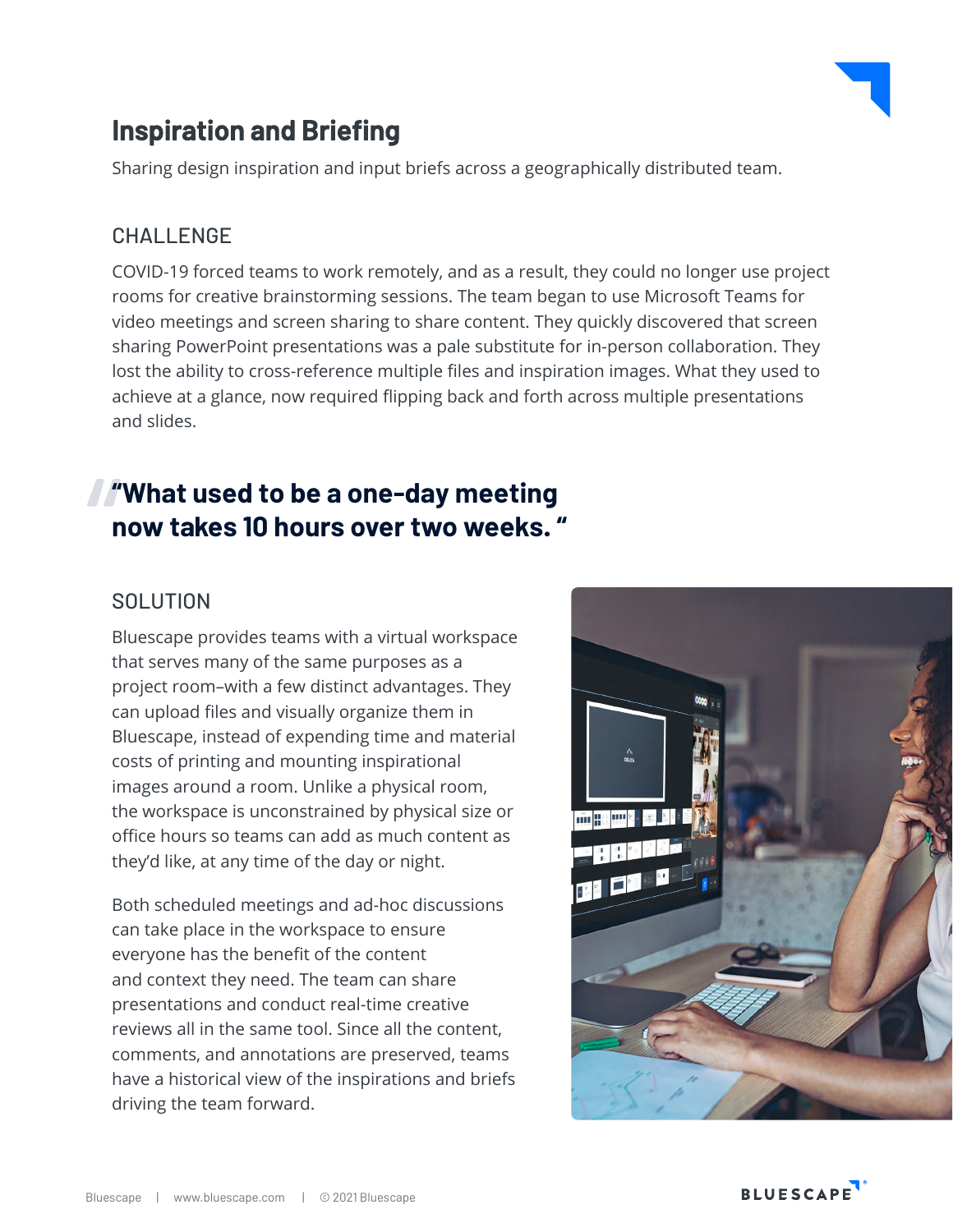# Inspiration and Briefing

Sharing design inspiration and input briefs across a geographically distributed team.

## CHALLENGE

COVID-19 forced teams to work remotely, and as a result, they could no longer use project rooms for creative brainstorming sessions. The team began to use Microsoft Teams for video meetings and screen sharing to share content. They quickly discovered that screen sharing PowerPoint presentations was a pale substitute for in-person collaboration. They lost the ability to cross-reference multiple files and inspiration images. What they used to achieve at a glance, now required flipping back and forth across multiple presentations and slides.

> **"What used to be a one-day meeting now takes 10 hours over two weeks. "**

## SOLUTION

Bluescape provides teams with a virtual workspace that serves many of the same purposes as a project room–with a few distinct advantages. They can upload files and visually organize them in Bluescape, instead of expending time and material costs of printing and mounting inspirational images around a room. Unlike a physical room, the workspace is unconstrained by physical size or office hours so teams can add as much content as they'd like, at any time of the day or night.

Both scheduled meetings and ad-hoc discussions can take place in the workspace to ensure everyone has the benefit of the content and context they need. The team can share presentations and conduct real-time creative reviews all in the same tool. Since all the content, comments, and annotations are preserved, teams have a historical view of the inspirations and briefs driving the team forward.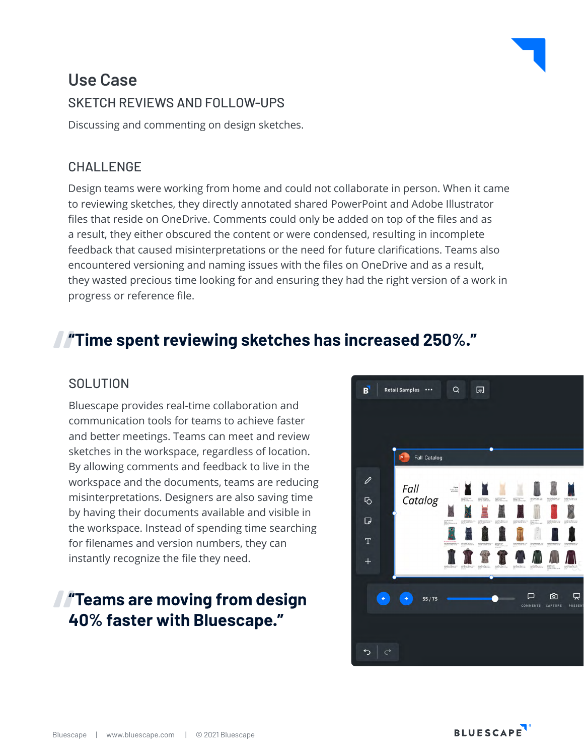# Use Case

## SKETCH REVIEWS AND FOLLOW-UPS

Discussing and commenting on design sketches.

## CHALLENGE

Design teams were working from home and could not collaborate in person. When it came to reviewing sketches, they directly annotated shared PowerPoint and Adobe Illustrator files that reside on OneDrive. Comments could only be added on top of the files and as a result, they either obscured the content or were condensed, resulting in incomplete feedback that caused misinterpretations or the need for future clarifications. Teams also encountered versioning and naming issues with the files on OneDrive and as a result, they wasted precious time looking for and ensuring they had the right version of a work in progress or reference file.

> **"Time spent reviewing sketches has increased 250%."**

## SOLUTION

Bluescape provides real-time collaboration and communication tools for teams to achieve faster and better meetings. Teams can meet and review sketches in the workspace, regardless of location. By allowing comments and feedback to live in the workspace and the documents, teams are reducing misinterpretations. Designers are also saving time by having their documents available and visible in the workspace. Instead of spending time searching for filenames and version numbers, they can instantly recognize the file they need.

> **"Teams are moving from design 40% faster with Bluescape."**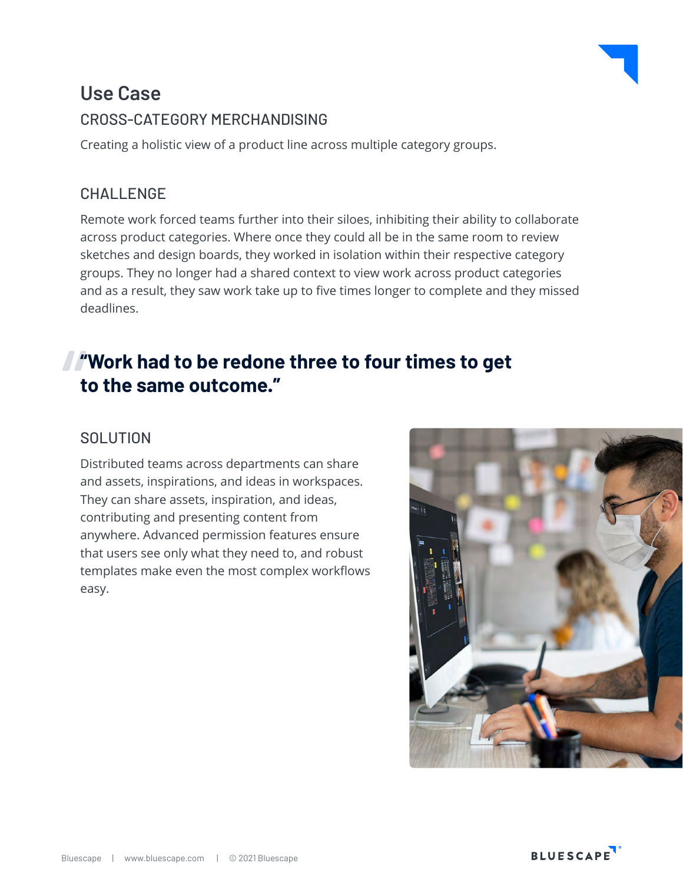# Use Case

## CROSS-CATEGORY MERCHANDISING

Creating a holistic view of a product line across multiple category groups.

## CHALLENGE

Remote work forced teams further into their siloes, inhibiting their ability to collaborate across product categories. Where once they could all be in the same room to review sketches and design boards, they worked in isolation within their respective category groups. They no longer had a shared context to view work across product categories and as a result, they saw work take up to five times longer to complete and they missed deadlines.

> **"Work had to be redone three to four times to get to the same outcome."**

## SOLUTION

Distributed teams across departments can share and assets, inspirations, and ideas in workspaces. They can share assets, inspiration, and ideas, contributing and presenting content from anywhere. Advanced permission features ensure that users see only what they need to, and robust templates make even the most complex workflows easy.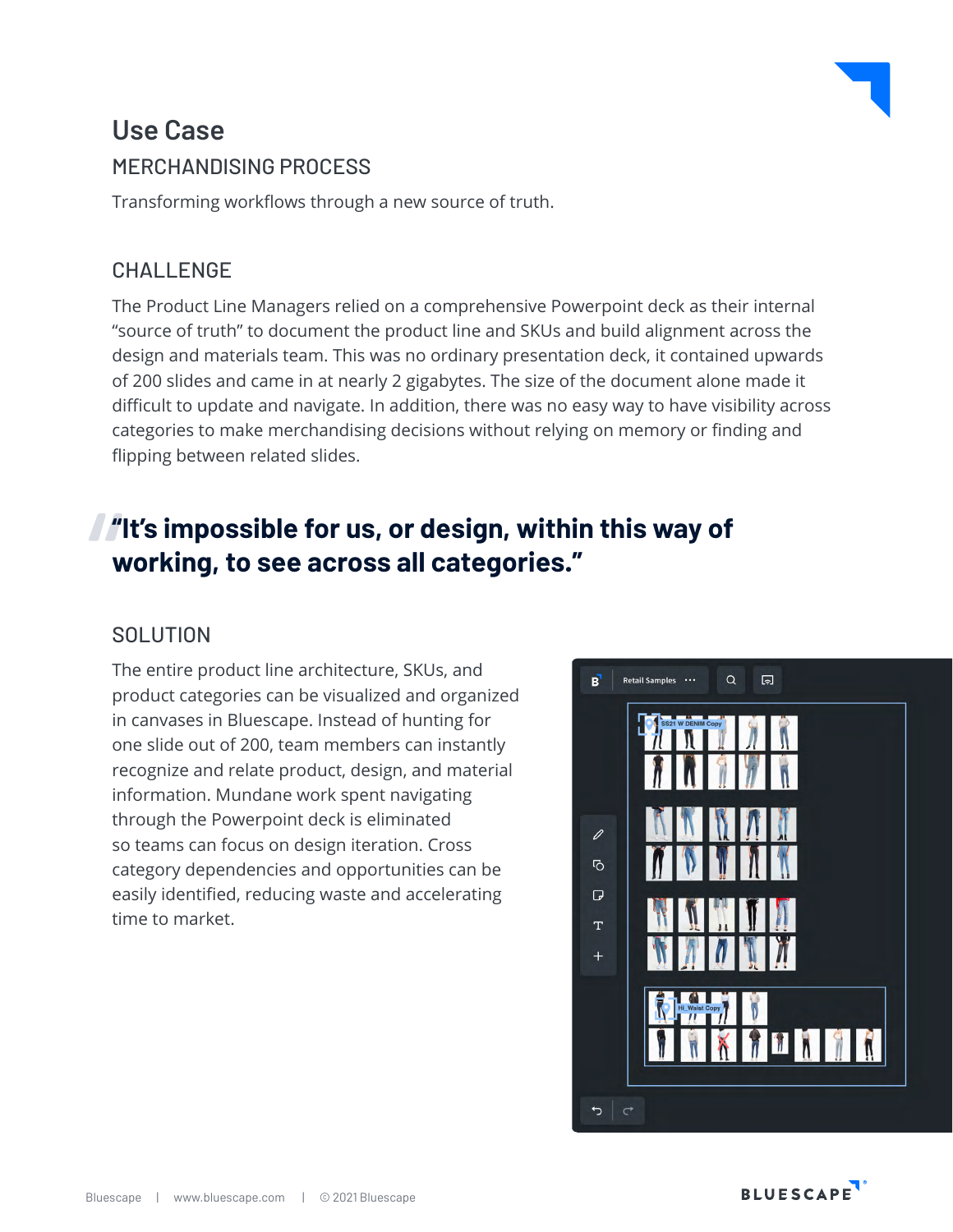# Use Case

## MERCHANDISING PROCESS

Transforming workflows through a new source of truth.

## CHALLENGE

The Product Line Managers relied on a comprehensive Powerpoint deck as their internal “source of truth” to document the product line and SKUs and build alignment across the design and materials team. This was no ordinary presentation deck, it contained upwards of 200 slides and came in at nearly 2 gigabytes. The size of the document alone made it difficult to update and navigate. In addition, there was no easy way to have visibility across categories to make merchandising decisions without relying on memory or finding and flipping between related slides.

> **“It’s impossible for us, or design, within this way of working, to see across all categories.”**

## SOLUTION

The entire product line architecture, SKUs, and product categories can be visualized and organized in canvases in Bluescape. Instead of hunting for one slide out of 200, team members can instantly recognize and relate product, design, and material information. Mundane work spent navigating through the Powerpoint deck is eliminated so teams can focus on design iteration. Cross category dependencies and opportunities can be easily identified, reducing waste and accelerating time to market.